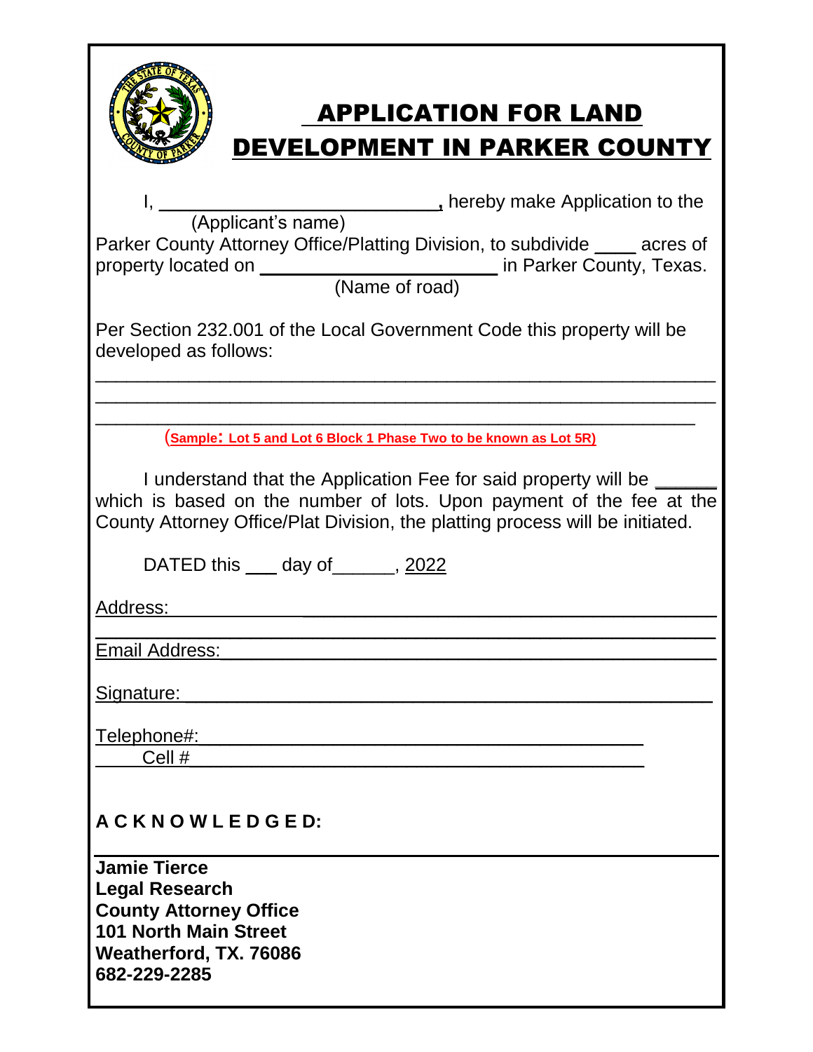# APPLICATION FOR LAND DEVELOPMENT IN PARKER COUNTY

I, ____________________________, hereby make Application to the
(Applicant's name)
Parker County Attorney Office/Platting Division, to subdivide ____ acres of property located on ______________________ in Parker County, Texas.
(Name of road)

Per Section 232.001 of the Local Government Code this property will be developed as follows:

______________________________________________________________

______________________________________________________________

______________________________________________________________

(**Sample: Lot 5 and Lot 6 Block 1 Phase Two to be known as Lot 5R)**

I understand that the Application Fee for said property will be ______ which is based on the number of lots. Upon payment of the fee at the County Attorney Office/Plat Division, the platting process will be initiated.

DATED this ___ day of______, 2022

Address: ______________________________________________

______________________________________________________

Email Address: _________________________________________

Signature: _____________________________________________

Telephone#: ___________________________________________

Cell # _______________________________________________

**A C K N O W L E D G E D:**

______________________________________________________

**Jamie Tierce**
**Legal Research**
**County Attorney Office**
**101 North Main Street**
**Weatherford, TX. 76086**
**682-229-2285**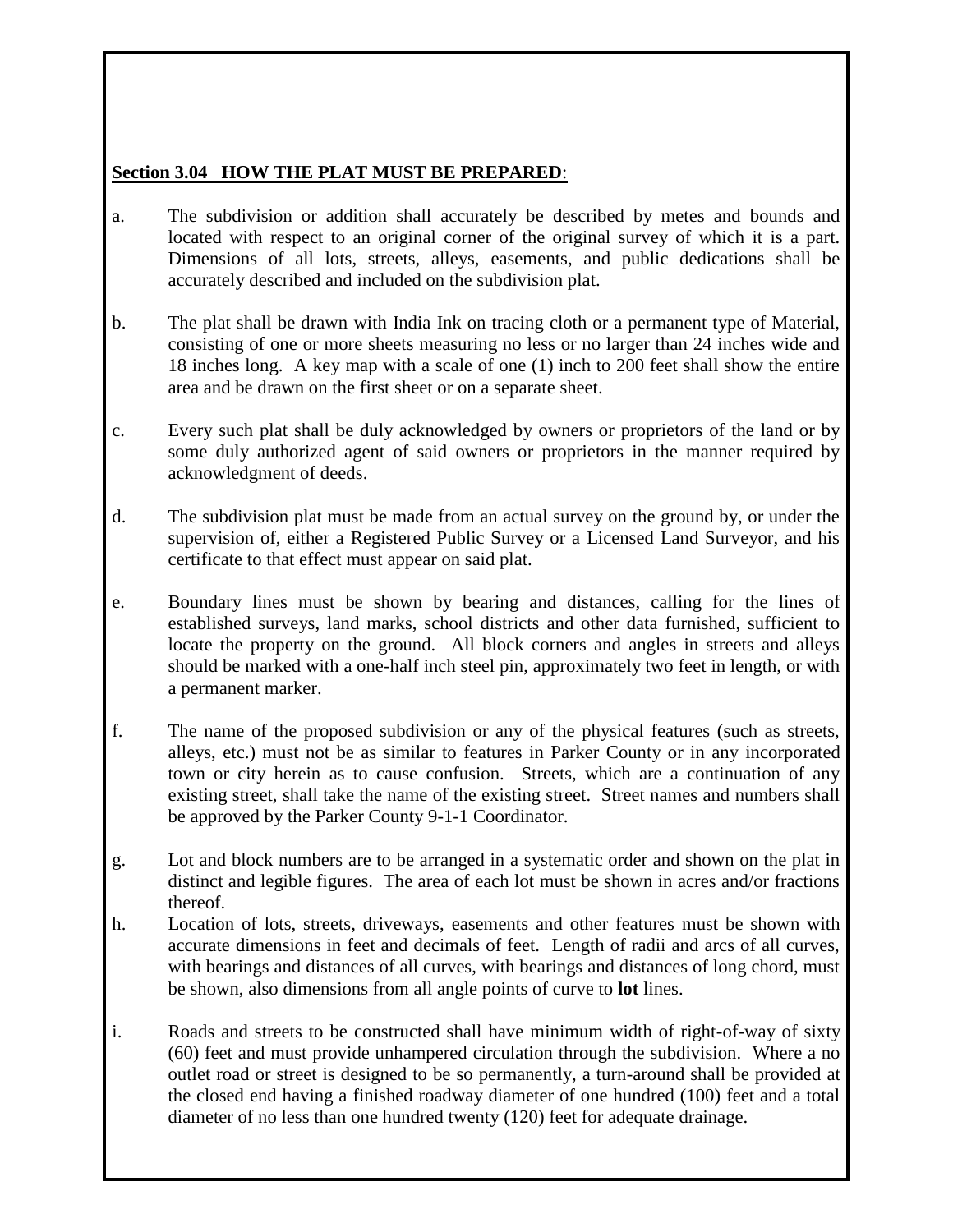**Section 3.04 HOW THE PLAT MUST BE PREPARED**:

a. The subdivision or addition shall accurately be described by metes and bounds and located with respect to an original corner of the original survey of which it is a part. Dimensions of all lots, streets, alleys, easements, and public dedications shall be accurately described and included on the subdivision plat.

b. The plat shall be drawn with India Ink on tracing cloth or a permanent type of Material, consisting of one or more sheets measuring no less or no larger than 24 inches wide and 18 inches long. A key map with a scale of one (1) inch to 200 feet shall show the entire area and be drawn on the first sheet or on a separate sheet.

c. Every such plat shall be duly acknowledged by owners or proprietors of the land or by some duly authorized agent of said owners or proprietors in the manner required by acknowledgment of deeds.

d. The subdivision plat must be made from an actual survey on the ground by, or under the supervision of, either a Registered Public Survey or a Licensed Land Surveyor, and his certificate to that effect must appear on said plat.

e. Boundary lines must be shown by bearing and distances, calling for the lines of established surveys, land marks, school districts and other data furnished, sufficient to locate the property on the ground. All block corners and angles in streets and alleys should be marked with a one-half inch steel pin, approximately two feet in length, or with a permanent marker.

f. The name of the proposed subdivision or any of the physical features (such as streets, alleys, etc.) must not be as similar to features in Parker County or in any incorporated town or city herein as to cause confusion. Streets, which are a continuation of any existing street, shall take the name of the existing street. Street names and numbers shall be approved by the Parker County 9-1-1 Coordinator.

g. Lot and block numbers are to be arranged in a systematic order and shown on the plat in distinct and legible figures. The area of each lot must be shown in acres and/or fractions thereof.

h. Location of lots, streets, driveways, easements and other features must be shown with accurate dimensions in feet and decimals of feet. Length of radii and arcs of all curves, with bearings and distances of all curves, with bearings and distances of long chord, must be shown, also dimensions from all angle points of curve to **lot** lines.

i. Roads and streets to be constructed shall have minimum width of right-of-way of sixty (60) feet and must provide unhampered circulation through the subdivision. Where a no outlet road or street is designed to be so permanently, a turn-around shall be provided at the closed end having a finished roadway diameter of one hundred (100) feet and a total diameter of no less than one hundred twenty (120) feet for adequate drainage.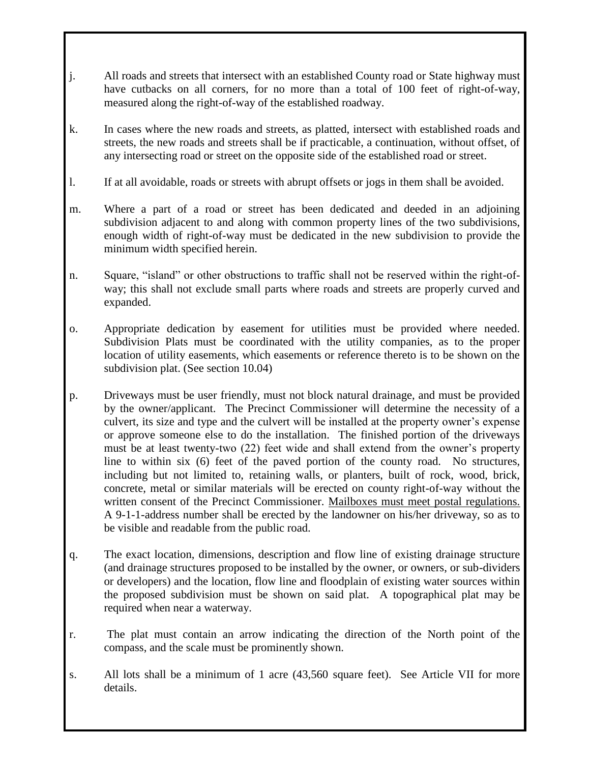j. All roads and streets that intersect with an established County road or State highway must have cutbacks on all corners, for no more than a total of 100 feet of right-of-way, measured along the right-of-way of the established roadway.

k. In cases where the new roads and streets, as platted, intersect with established roads and streets, the new roads and streets shall be if practicable, a continuation, without offset, of any intersecting road or street on the opposite side of the established road or street.

l. If at all avoidable, roads or streets with abrupt offsets or jogs in them shall be avoided.

m. Where a part of a road or street has been dedicated and deeded in an adjoining subdivision adjacent to and along with common property lines of the two subdivisions, enough width of right-of-way must be dedicated in the new subdivision to provide the minimum width specified herein.

n. Square, "island" or other obstructions to traffic shall not be reserved within the right-of-way; this shall not exclude small parts where roads and streets are properly curved and expanded.

o. Appropriate dedication by easement for utilities must be provided where needed. Subdivision Plats must be coordinated with the utility companies, as to the proper location of utility easements, which easements or reference thereto is to be shown on the subdivision plat. (See section 10.04)

p. Driveways must be user friendly, must not block natural drainage, and must be provided by the owner/applicant. The Precinct Commissioner will determine the necessity of a culvert, its size and type and the culvert will be installed at the property owner's expense or approve someone else to do the installation. The finished portion of the driveways must be at least twenty-two (22) feet wide and shall extend from the owner's property line to within six (6) feet of the paved portion of the county road. No structures, including but not limited to, retaining walls, or planters, built of rock, wood, brick, concrete, metal or similar materials will be erected on county right-of-way without the written consent of the Precinct Commissioner. <u>Mailboxes must meet postal regulations.</u> A 9-1-1-address number shall be erected by the landowner on his/her driveway, so as to be visible and readable from the public road.

q. The exact location, dimensions, description and flow line of existing drainage structure (and drainage structures proposed to be installed by the owner, or owners, or sub-dividers or developers) and the location, flow line and floodplain of existing water sources within the proposed subdivision must be shown on said plat. A topographical plat may be required when near a waterway.

r. The plat must contain an arrow indicating the direction of the North point of the compass, and the scale must be prominently shown.

s. All lots shall be a minimum of 1 acre (43,560 square feet). See Article VII for more details.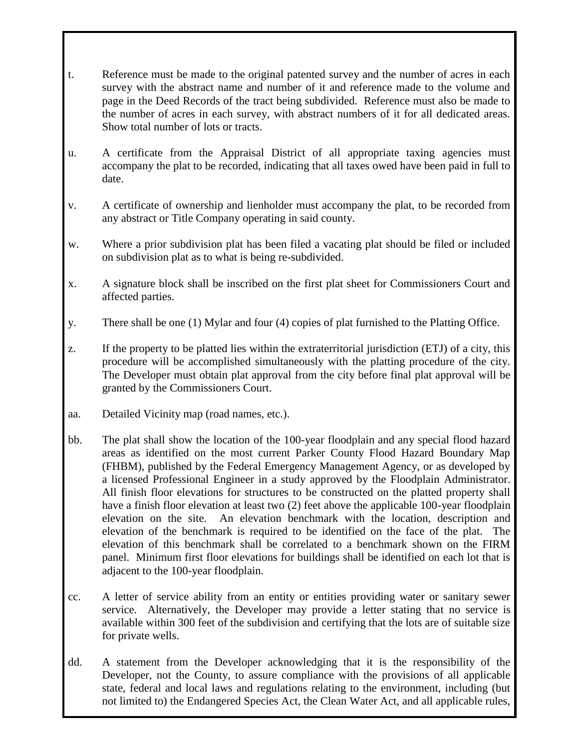t. Reference must be made to the original patented survey and the number of acres in each survey with the abstract name and number of it and reference made to the volume and page in the Deed Records of the tract being subdivided. Reference must also be made to the number of acres in each survey, with abstract numbers of it for all dedicated areas. Show total number of lots or tracts.

u. A certificate from the Appraisal District of all appropriate taxing agencies must accompany the plat to be recorded, indicating that all taxes owed have been paid in full to date.

v. A certificate of ownership and lienholder must accompany the plat, to be recorded from any abstract or Title Company operating in said county.

w. Where a prior subdivision plat has been filed a vacating plat should be filed or included on subdivision plat as to what is being re-subdivided.

x. A signature block shall be inscribed on the first plat sheet for Commissioners Court and affected parties.

y. There shall be one (1) Mylar and four (4) copies of plat furnished to the Platting Office.

z. If the property to be platted lies within the extraterritorial jurisdiction (ETJ) of a city, this procedure will be accomplished simultaneously with the platting procedure of the city. The Developer must obtain plat approval from the city before final plat approval will be granted by the Commissioners Court.

aa. Detailed Vicinity map (road names, etc.).

bb. The plat shall show the location of the 100-year floodplain and any special flood hazard areas as identified on the most current Parker County Flood Hazard Boundary Map (FHBM), published by the Federal Emergency Management Agency, or as developed by a licensed Professional Engineer in a study approved by the Floodplain Administrator. All finish floor elevations for structures to be constructed on the platted property shall have a finish floor elevation at least two (2) feet above the applicable 100-year floodplain elevation on the site. An elevation benchmark with the location, description and elevation of the benchmark is required to be identified on the face of the plat. The elevation of this benchmark shall be correlated to a benchmark shown on the FIRM panel. Minimum first floor elevations for buildings shall be identified on each lot that is adjacent to the 100-year floodplain.

cc. A letter of service ability from an entity or entities providing water or sanitary sewer service. Alternatively, the Developer may provide a letter stating that no service is available within 300 feet of the subdivision and certifying that the lots are of suitable size for private wells.

dd. A statement from the Developer acknowledging that it is the responsibility of the Developer, not the County, to assure compliance with the provisions of all applicable state, federal and local laws and regulations relating to the environment, including (but not limited to) the Endangered Species Act, the Clean Water Act, and all applicable rules,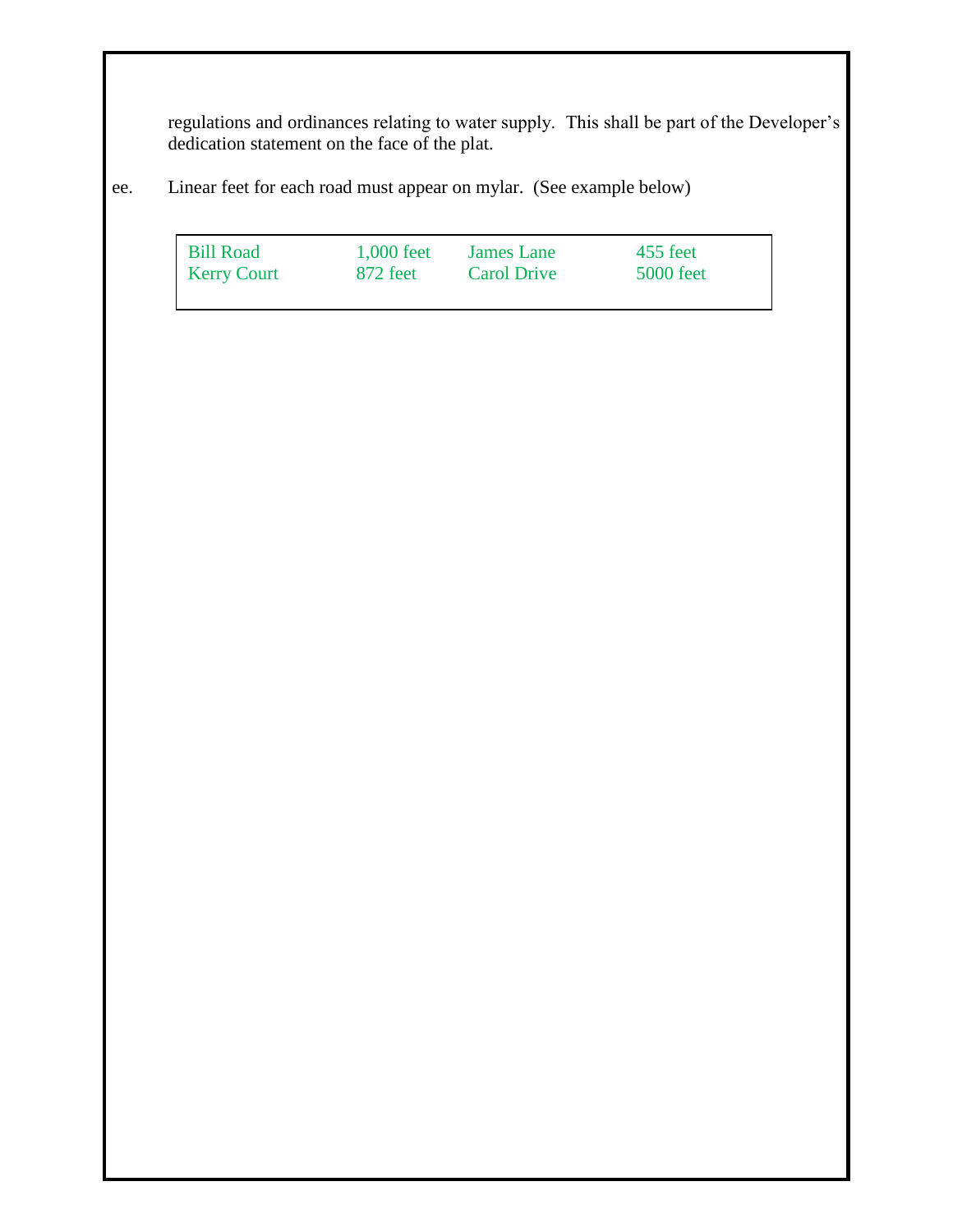regulations and ordinances relating to water supply. This shall be part of the Developer's dedication statement on the face of the plat.

ee. Linear feet for each road must appear on mylar. (See example below)

| | | | |
|---|---|---|---|
| Bill Road | 1,000 feet | James Lane | 455 feet |
| Kerry Court | 872 feet | Carol Drive | 5000 feet |